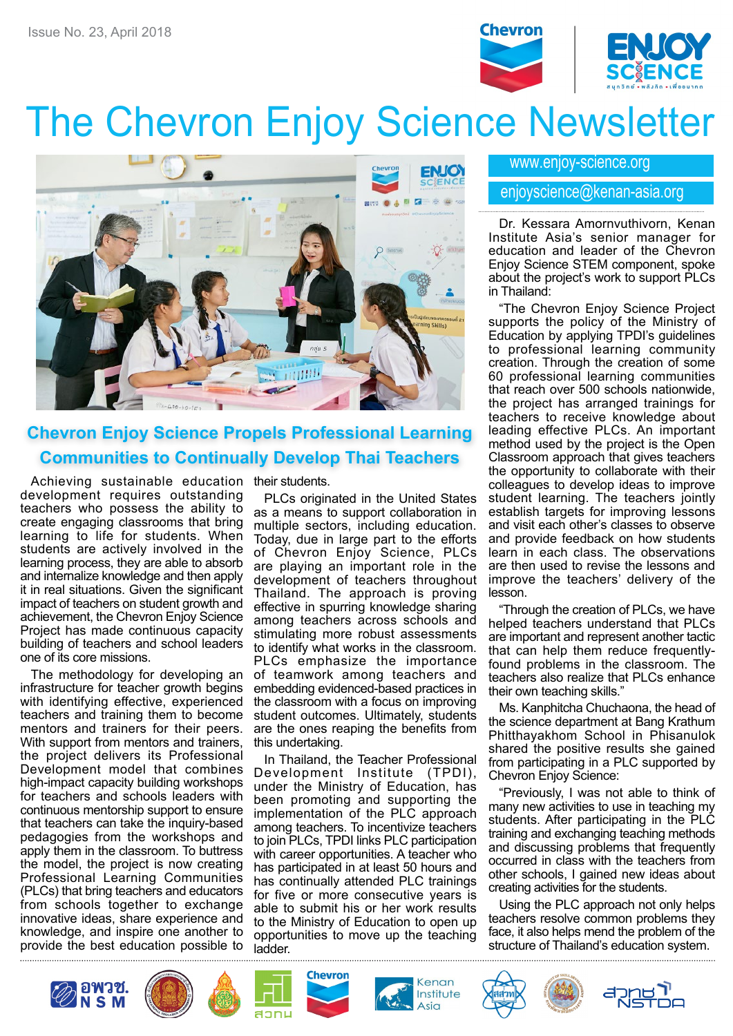Issue No. 23, April 2018

# The Chevron Enjoy Science Newsletter

www.enjoy-science.org

enjoyscience@kenan-asia.org

## Chevron Enjoy Science Propels Professional Learning Communities to Continually Develop Thai Teachers

Achieving sustainable education development requires outstanding teachers who possess the ability to create engaging classrooms that bring learning to life for students. When students are actively involved in the learning process, they are able to absorb and internalize knowledge and then apply it in real situations. Given the significant impact of teachers on student growth and achievement, the Chevron Enjoy Science Project has made continuous capacity building of teachers and school leaders one of its core missions.

The methodology for developing an infrastructure for teacher growth begins with identifying effective, experienced teachers and training them to become mentors and trainers for their peers. With support from mentors and trainers, the project delivers its Professional Development model that combines high-impact capacity building workshops for teachers and schools leaders with continuous mentorship support to ensure that teachers can take the inquiry-based pedagogies from the workshops and apply them in the classroom. To buttress the model, the project is now creating Professional Learning Communities (PLCs) that bring teachers and educators from schools together to exchange innovative ideas, share experience and knowledge, and inspire one another to provide the best education possible to their students.

PLCs originated in the United States as a means to support collaboration in multiple sectors, including education. Today, due in large part to the efforts of Chevron Enjoy Science, PLCs are playing an important role in the development of teachers throughout Thailand. The approach is proving effective in spurring knowledge sharing among teachers across schools and stimulating more robust assessments to identify what works in the classroom. PLCs emphasize the importance of teamwork among teachers and embedding evidenced-based practices in the classroom with a focus on improving student outcomes. Ultimately, students are the ones reaping the benefits from this undertaking.

In Thailand, the Teacher Professional Development Institute (TPDI), under the Ministry of Education, has been promoting and supporting the implementation of the PLC approach among teachers. To incentivize teachers to join PLCs, TPDI links PLC participation with career opportunities. A teacher who has participated in at least 50 hours and has continually attended PLC trainings for five or more consecutive years is able to submit his or her work results to the Ministry of Education to open up opportunities to move up the teaching ladder.

Dr. Kessara Amornvuthivorn, Kenan Institute Asia's senior manager for education and leader of the Chevron Enjoy Science STEM component, spoke about the project's work to support PLCs in Thailand:

"The Chevron Enjoy Science Project supports the policy of the Ministry of Education by applying TPDI's guidelines to professional learning community creation. Through the creation of some 60 professional learning communities that reach over 500 schools nationwide, the project has arranged trainings for teachers to receive knowledge about leading effective PLCs. An important method used by the project is the Open Classroom approach that gives teachers the opportunity to collaborate with their colleagues to develop ideas to improve student learning. The teachers jointly establish targets for improving lessons and visit each other's classes to observe and provide feedback on how students learn in each class. The observations are then used to revise the lessons and improve the teachers' delivery of the lesson.

"Through the creation of PLCs, we have helped teachers understand that PLCs are important and represent another tactic that can help them reduce frequently-found problems in the classroom. The teachers also realize that PLCs enhance their own teaching skills."

Ms. Kanphitcha Chuchaona, the head of the science department at Bang Krathum Phitthayakhom School in Phisanulok shared the positive results she gained from participating in a PLC supported by Chevron Enjoy Science:

"Previously, I was not able to think of many new activities to use in teaching my students. After participating in the PLC training and exchanging teaching methods and discussing problems that frequently occurred in class with the teachers from other schools, I gained new ideas about creating activities for the students.

Using the PLC approach not only helps teachers resolve common problems they face, it also helps mend the problem of the structure of Thailand's education system.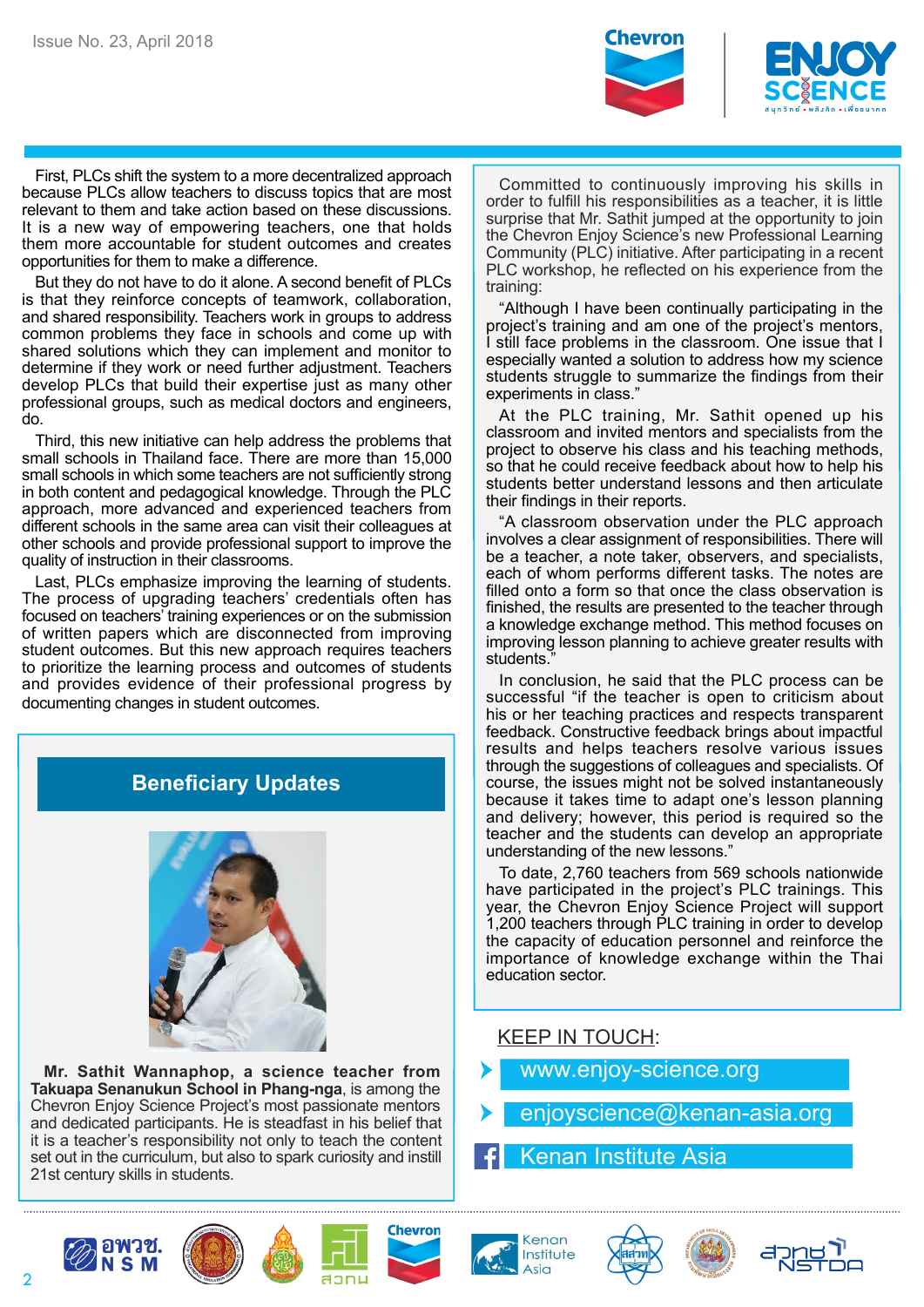First, PLCs shift the system to a more decentralized approach because PLCs allow teachers to discuss topics that are most relevant to them and take action based on these discussions. It is a new way of empowering teachers, one that holds them more accountable for student outcomes and creates opportunities for them to make a difference.

But they do not have to do it alone. A second benefit of PLCs is that they reinforce concepts of teamwork, collaboration, and shared responsibility. Teachers work in groups to address common problems they face in schools and come up with shared solutions which they can implement and monitor to determine if they work or need further adjustment. Teachers develop PLCs that build their expertise just as many other professional groups, such as medical doctors and engineers, do.

Third, this new initiative can help address the problems that small schools in Thailand face. There are more than 15,000 small schools in which some teachers are not sufficiently strong in both content and pedagogical knowledge. Through the PLC approach, more advanced and experienced teachers from different schools in the same area can visit their colleagues at other schools and provide professional support to improve the quality of instruction in their classrooms.

Last, PLCs emphasize improving the learning of students. The process of upgrading teachers' credentials often has focused on teachers' training experiences or on the submission of written papers which are disconnected from improving student outcomes. But this new approach requires teachers to prioritize the learning process and outcomes of students and provides evidence of their professional progress by documenting changes in student outcomes.

## Beneficiary Updates

**Mr. Sathit Wannaphop, a science teacher from Takuapa Senanukun School in Phang-nga**, is among the Chevron Enjoy Science Project's most passionate mentors and dedicated participants. He is steadfast in his belief that it is a teacher's responsibility not only to teach the content set out in the curriculum, but also to spark curiosity and instill 21st century skills in students.

Committed to continuously improving his skills in order to fulfill his responsibilities as a teacher, it is little surprise that Mr. Sathit jumped at the opportunity to join the Chevron Enjoy Science's new Professional Learning Community (PLC) initiative. After participating in a recent PLC workshop, he reflected on his experience from the training:

"Although I have been continually participating in the project's training and am one of the project's mentors, I still face problems in the classroom. One issue that I especially wanted a solution to address how my science students struggle to summarize the findings from their experiments in class."

At the PLC training, Mr. Sathit opened up his classroom and invited mentors and specialists from the project to observe his class and his teaching methods, so that he could receive feedback about how to help his students better understand lessons and then articulate their findings in their reports.

"A classroom observation under the PLC approach involves a clear assignment of responsibilities. There will be a teacher, a note taker, observers, and specialists, each of whom performs different tasks. The notes are filled onto a form so that once the class observation is finished, the results are presented to the teacher through a knowledge exchange method. This method focuses on improving lesson planning to achieve greater results with students."

In conclusion, he said that the PLC process can be successful "if the teacher is open to criticism about his or her teaching practices and respects transparent feedback. Constructive feedback brings about impactful results and helps teachers resolve various issues through the suggestions of colleagues and specialists. Of course, the issues might not be solved instantaneously because it takes time to adapt one's lesson planning and delivery; however, this period is required so the teacher and the students can develop an appropriate understanding of the new lessons."

To date, 2,760 teachers from 569 schools nationwide have participated in the project's PLC trainings. This year, the Chevron Enjoy Science Project will support 1,200 teachers through PLC training in order to develop the capacity of education personnel and reinforce the importance of knowledge exchange within the Thai education sector.

KEEP IN TOUCH:

- www.enjoy-science.org
- enjoyscience@kenan-asia.org
- Kenan Institute Asia